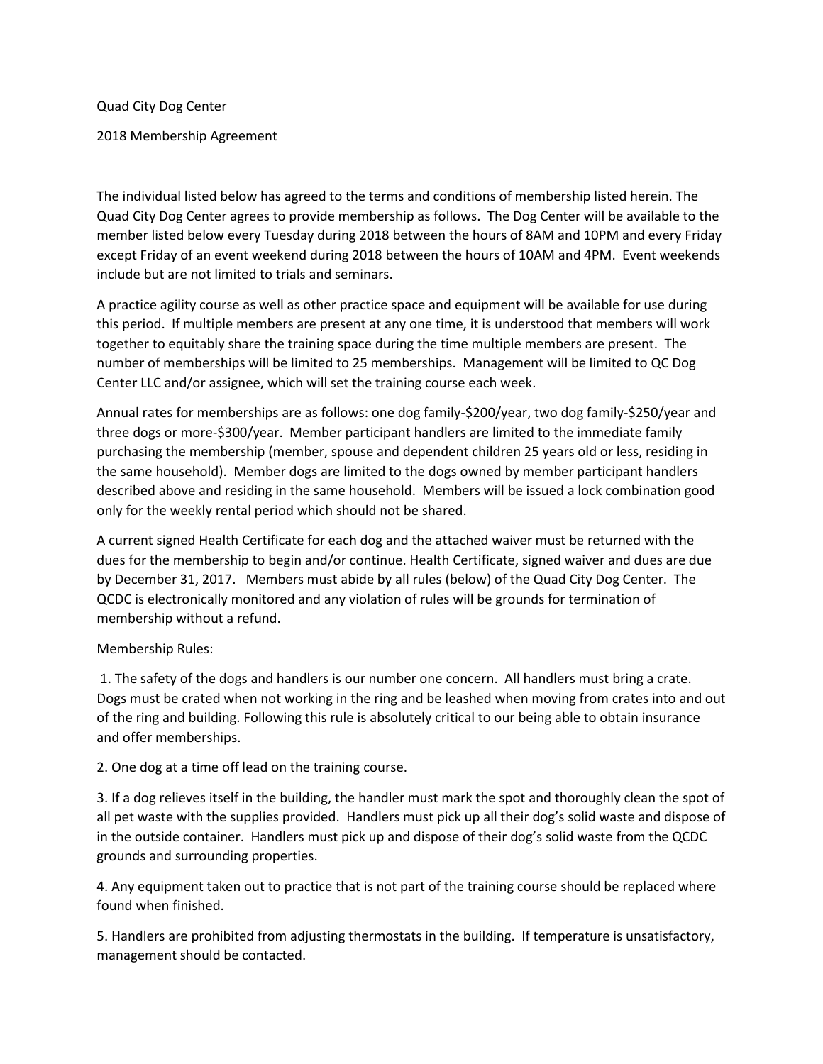Quad City Dog Center

2018 Membership Agreement

The individual listed below has agreed to the terms and conditions of membership listed herein. The Quad City Dog Center agrees to provide membership as follows. The Dog Center will be available to the member listed below every Tuesday during 2018 between the hours of 8AM and 10PM and every Friday except Friday of an event weekend during 2018 between the hours of 10AM and 4PM. Event weekends include but are not limited to trials and seminars.

A practice agility course as well as other practice space and equipment will be available for use during this period. If multiple members are present at any one time, it is understood that members will work together to equitably share the training space during the time multiple members are present. The number of memberships will be limited to 25 memberships. Management will be limited to QC Dog Center LLC and/or assignee, which will set the training course each week.

Annual rates for memberships are as follows: one dog family-$200/year, two dog family-$250/year and three dogs or more-$300/year. Member participant handlers are limited to the immediate family purchasing the membership (member, spouse and dependent children 25 years old or less, residing in the same household). Member dogs are limited to the dogs owned by member participant handlers described above and residing in the same household. Members will be issued a lock combination good only for the weekly rental period which should not be shared.

A current signed Health Certificate for each dog and the attached waiver must be returned with the dues for the membership to begin and/or continue. Health Certificate, signed waiver and dues are due by December 31, 2017. Members must abide by all rules (below) of the Quad City Dog Center. The QCDC is electronically monitored and any violation of rules will be grounds for termination of membership without a refund.

Membership Rules:

1. The safety of the dogs and handlers is our number one concern. All handlers must bring a crate. Dogs must be crated when not working in the ring and be leashed when moving from crates into and out of the ring and building. Following this rule is absolutely critical to our being able to obtain insurance and offer memberships.

2. One dog at a time off lead on the training course.

3. If a dog relieves itself in the building, the handler must mark the spot and thoroughly clean the spot of all pet waste with the supplies provided. Handlers must pick up all their dog's solid waste and dispose of in the outside container. Handlers must pick up and dispose of their dog's solid waste from the QCDC grounds and surrounding properties.

4. Any equipment taken out to practice that is not part of the training course should be replaced where found when finished.

5. Handlers are prohibited from adjusting thermostats in the building. If temperature is unsatisfactory, management should be contacted.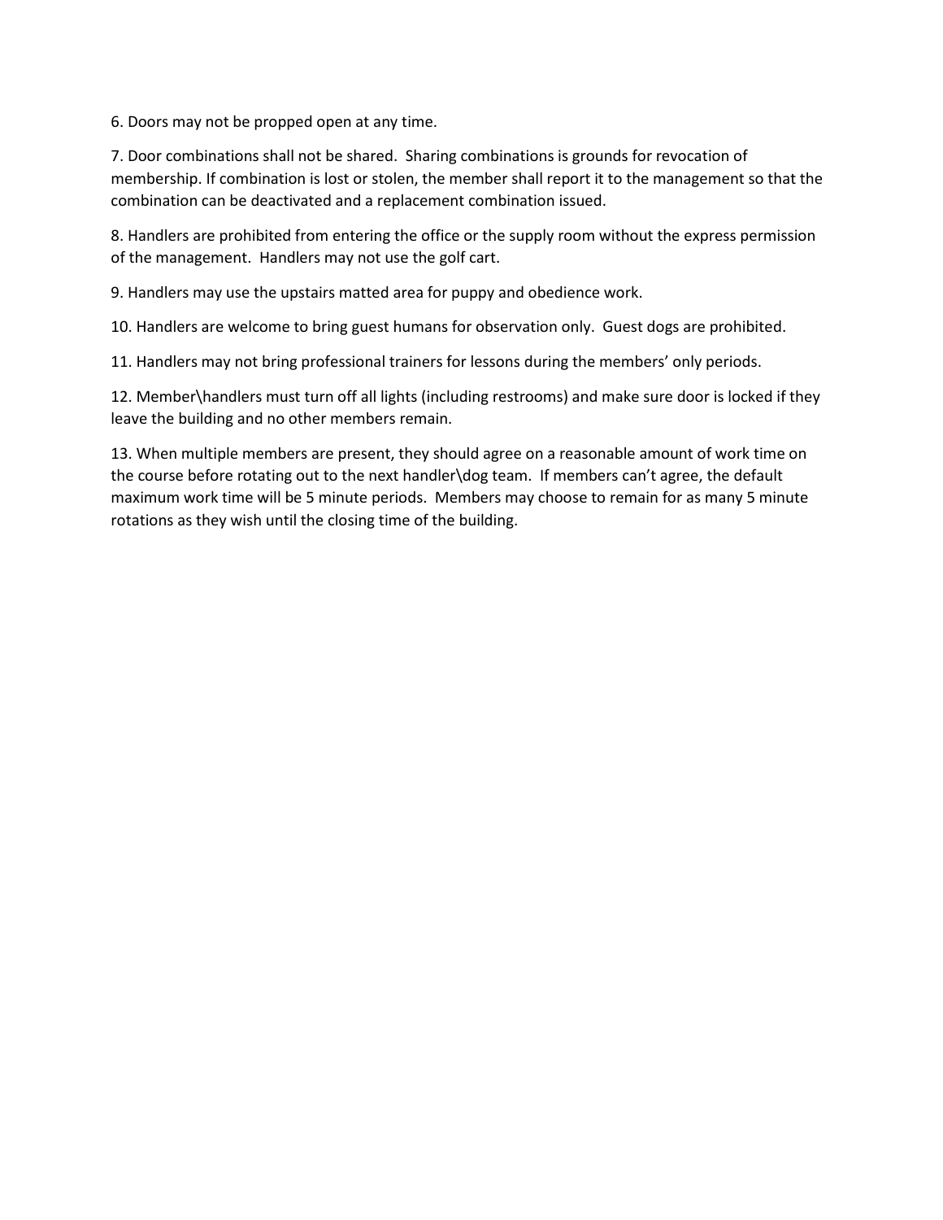6. Doors may not be propped open at any time.

7. Door combinations shall not be shared. Sharing combinations is grounds for revocation of membership. If combination is lost or stolen, the member shall report it to the management so that the combination can be deactivated and a replacement combination issued.

8. Handlers are prohibited from entering the office or the supply room without the express permission of the management. Handlers may not use the golf cart.

9. Handlers may use the upstairs matted area for puppy and obedience work.

10. Handlers are welcome to bring guest humans for observation only. Guest dogs are prohibited.

11. Handlers may not bring professional trainers for lessons during the members' only periods.

12. Member\handlers must turn off all lights (including restrooms) and make sure door is locked if they leave the building and no other members remain.

13. When multiple members are present, they should agree on a reasonable amount of work time on the course before rotating out to the next handler\dog team. If members can't agree, the default maximum work time will be 5 minute periods. Members may choose to remain for as many 5 minute rotations as they wish until the closing time of the building.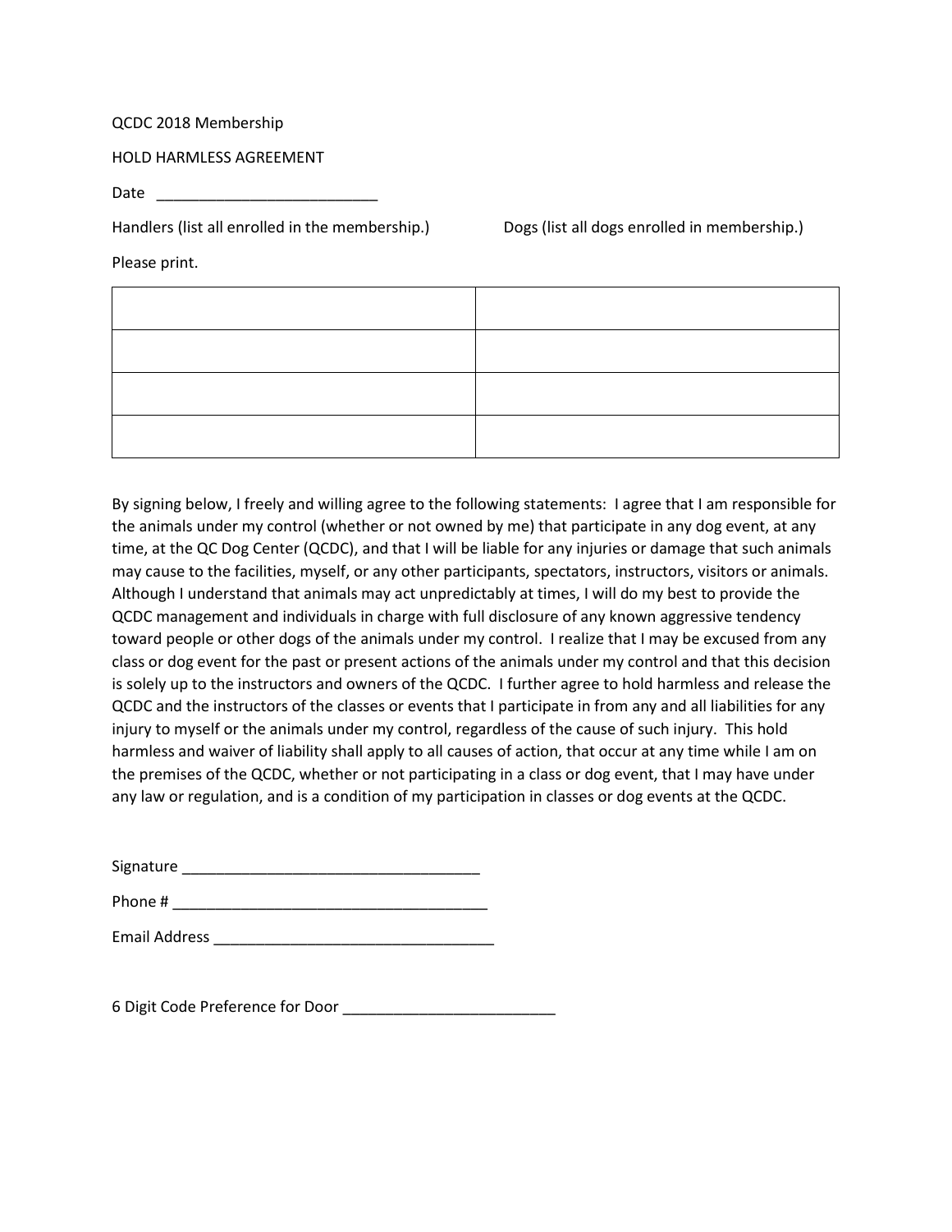QCDC 2018 Membership

HOLD HARMLESS AGREEMENT

Date ___________________________

Handlers (list all enrolled in the membership.)

Dogs (list all dogs enrolled in membership.)

Please print.

| | |
|---|---|
| | |
| | |
| | |
| | |

By signing below, I freely and willing agree to the following statements: I agree that I am responsible for the animals under my control (whether or not owned by me) that participate in any dog event, at any time, at the QC Dog Center (QCDC), and that I will be liable for any injuries or damage that such animals may cause to the facilities, myself, or any other participants, spectators, instructors, visitors or animals. Although I understand that animals may act unpredictably at times, I will do my best to provide the QCDC management and individuals in charge with full disclosure of any known aggressive tendency toward people or other dogs of the animals under my control. I realize that I may be excused from any class or dog event for the past or present actions of the animals under my control and that this decision is solely up to the instructors and owners of the QCDC. I further agree to hold harmless and release the QCDC and the instructors of the classes or events that I participate in from any and all liabilities for any injury to myself or the animals under my control, regardless of the cause of such injury. This hold harmless and waiver of liability shall apply to all causes of action, that occur at any time while I am on the premises of the QCDC, whether or not participating in a class or dog event, that I may have under any law or regulation, and is a condition of my participation in classes or dog events at the QCDC.

Signature ____________________________________

Phone # ______________________________________

Email Address __________________________________

6 Digit Code Preference for Door _________________________